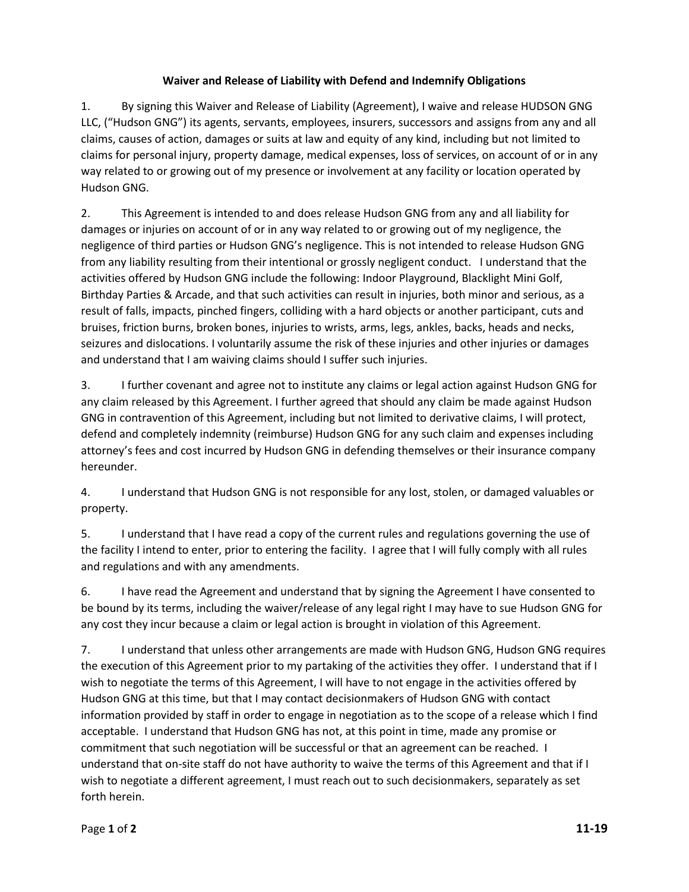**Waiver and Release of Liability with Defend and Indemnify Obligations**

1. By signing this Waiver and Release of Liability (Agreement), I waive and release HUDSON GNG LLC, ("Hudson GNG") its agents, servants, employees, insurers, successors and assigns from any and all claims, causes of action, damages or suits at law and equity of any kind, including but not limited to claims for personal injury, property damage, medical expenses, loss of services, on account of or in any way related to or growing out of my presence or involvement at any facility or location operated by Hudson GNG.

2. This Agreement is intended to and does release Hudson GNG from any and all liability for damages or injuries on account of or in any way related to or growing out of my negligence, the negligence of third parties or Hudson GNG's negligence. This is not intended to release Hudson GNG from any liability resulting from their intentional or grossly negligent conduct. I understand that the activities offered by Hudson GNG include the following: Indoor Playground, Blacklight Mini Golf, Birthday Parties & Arcade, and that such activities can result in injuries, both minor and serious, as a result of falls, impacts, pinched fingers, colliding with a hard objects or another participant, cuts and bruises, friction burns, broken bones, injuries to wrists, arms, legs, ankles, backs, heads and necks, seizures and dislocations. I voluntarily assume the risk of these injuries and other injuries or damages and understand that I am waiving claims should I suffer such injuries.

3. I further covenant and agree not to institute any claims or legal action against Hudson GNG for any claim released by this Agreement. I further agreed that should any claim be made against Hudson GNG in contravention of this Agreement, including but not limited to derivative claims, I will protect, defend and completely indemnity (reimburse) Hudson GNG for any such claim and expenses including attorney's fees and cost incurred by Hudson GNG in defending themselves or their insurance company hereunder.

4. I understand that Hudson GNG is not responsible for any lost, stolen, or damaged valuables or property.

5. I understand that I have read a copy of the current rules and regulations governing the use of the facility I intend to enter, prior to entering the facility. I agree that I will fully comply with all rules and regulations and with any amendments.

6. I have read the Agreement and understand that by signing the Agreement I have consented to be bound by its terms, including the waiver/release of any legal right I may have to sue Hudson GNG for any cost they incur because a claim or legal action is brought in violation of this Agreement.

7. I understand that unless other arrangements are made with Hudson GNG, Hudson GNG requires the execution of this Agreement prior to my partaking of the activities they offer. I understand that if I wish to negotiate the terms of this Agreement, I will have to not engage in the activities offered by Hudson GNG at this time, but that I may contact decisionmakers of Hudson GNG with contact information provided by staff in order to engage in negotiation as to the scope of a release which I find acceptable. I understand that Hudson GNG has not, at this point in time, made any promise or commitment that such negotiation will be successful or that an agreement can be reached. I understand that on-site staff do not have authority to waive the terms of this Agreement and that if I wish to negotiate a different agreement, I must reach out to such decisionmakers, separately as set forth herein.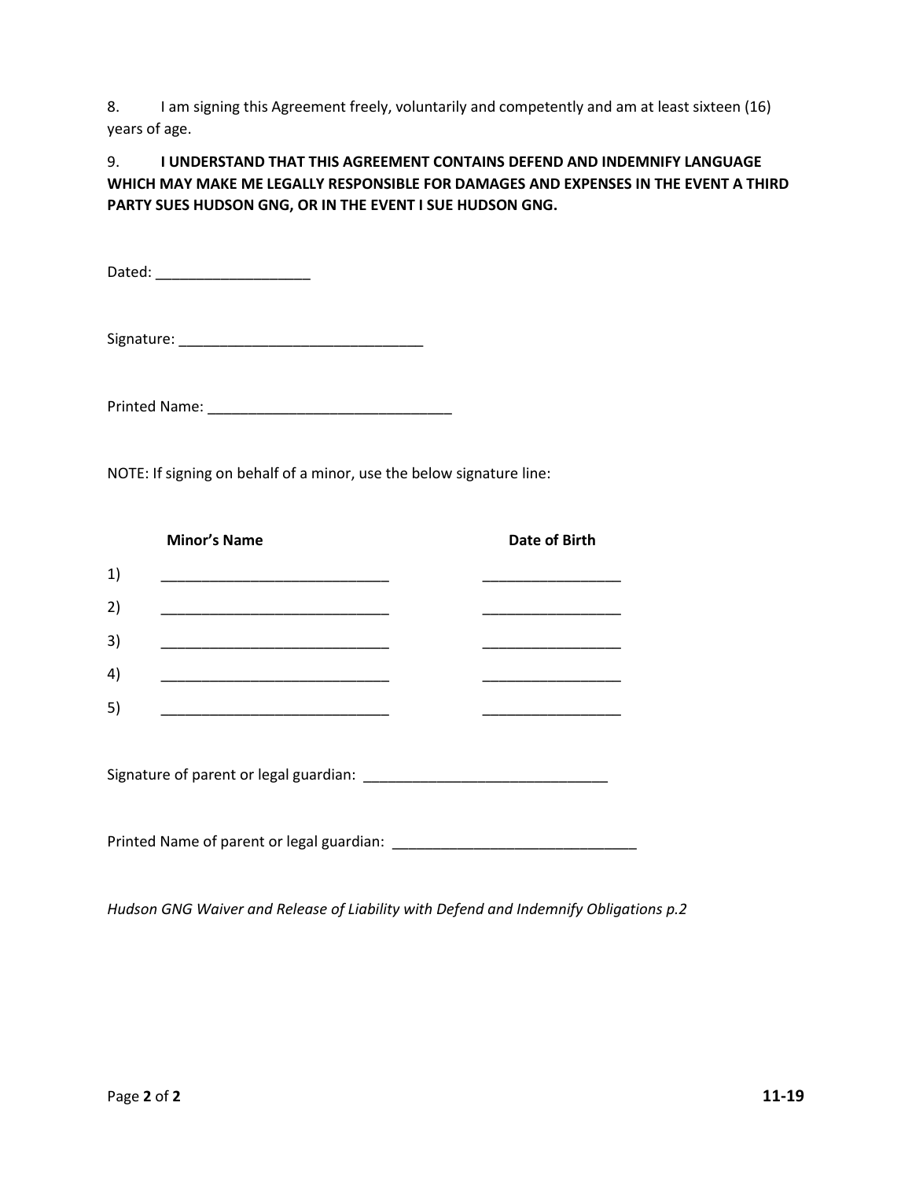8. I am signing this Agreement freely, voluntarily and competently and am at least sixteen (16) years of age.

9. **I UNDERSTAND THAT THIS AGREEMENT CONTAINS DEFEND AND INDEMNIFY LANGUAGE WHICH MAY MAKE ME LEGALLY RESPONSIBLE FOR DAMAGES AND EXPENSES IN THE EVENT A THIRD PARTY SUES HUDSON GNG, OR IN THE EVENT I SUE HUDSON GNG.**

Dated: ___________________

Signature: ______________________________

Printed Name: ______________________________

NOTE: If signing on behalf of a minor, use the below signature line:

| | **Minor's Name** | **Date of Birth** |
|---|---|---|
| 1) | ____________________________ | _________________ |
| 2) | ____________________________ | _________________ |
| 3) | ____________________________ | _________________ |
| 4) | ____________________________ | _________________ |
| 5) | ____________________________ | _________________ |

Signature of parent or legal guardian: ______________________________

Printed Name of parent or legal guardian: ______________________________

*Hudson GNG Waiver and Release of Liability with Defend and Indemnify Obligations p.2*

**11-19**